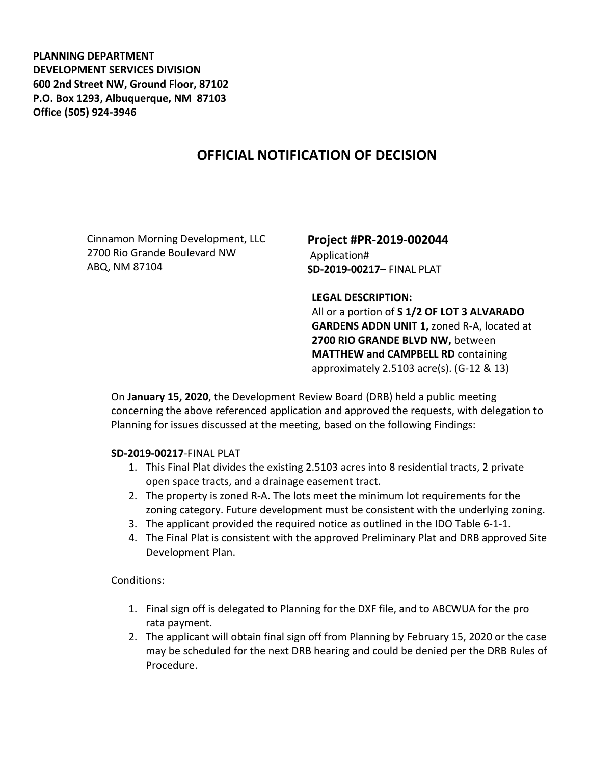**PLANNING DEPARTMENT**
**DEVELOPMENT SERVICES DIVISION**
**600 2nd Street NW, Ground Floor, 87102**
**P.O. Box 1293, Albuquerque, NM 87103**
**Office (505) 924-3946**

# OFFICIAL NOTIFICATION OF DECISION

Cinnamon Morning Development, LLC
2700 Rio Grande Boulevard NW
ABQ, NM 87104

**Project #PR-2019-002044**
Application#
**SD-2019-00217–** FINAL PLAT

**LEGAL DESCRIPTION:**
All or a portion of **S 1/2 OF LOT 3 ALVARADO GARDENS ADDN UNIT 1,** zoned R-A, located at **2700 RIO GRANDE BLVD NW,** between **MATTHEW and CAMPBELL RD** containing approximately 2.5103 acre(s). (G-12 & 13)

On **January 15, 2020**, the Development Review Board (DRB) held a public meeting concerning the above referenced application and approved the requests, with delegation to Planning for issues discussed at the meeting, based on the following Findings:

**SD-2019-00217**-FINAL PLAT

1. This Final Plat divides the existing 2.5103 acres into 8 residential tracts, 2 private open space tracts, and a drainage easement tract.
2. The property is zoned R-A. The lots meet the minimum lot requirements for the zoning category. Future development must be consistent with the underlying zoning.
3. The applicant provided the required notice as outlined in the IDO Table 6-1-1.
4. The Final Plat is consistent with the approved Preliminary Plat and DRB approved Site Development Plan.

Conditions:

1. Final sign off is delegated to Planning for the DXF file, and to ABCWUA for the pro rata payment.
2. The applicant will obtain final sign off from Planning by February 15, 2020 or the case may be scheduled for the next DRB hearing and could be denied per the DRB Rules of Procedure.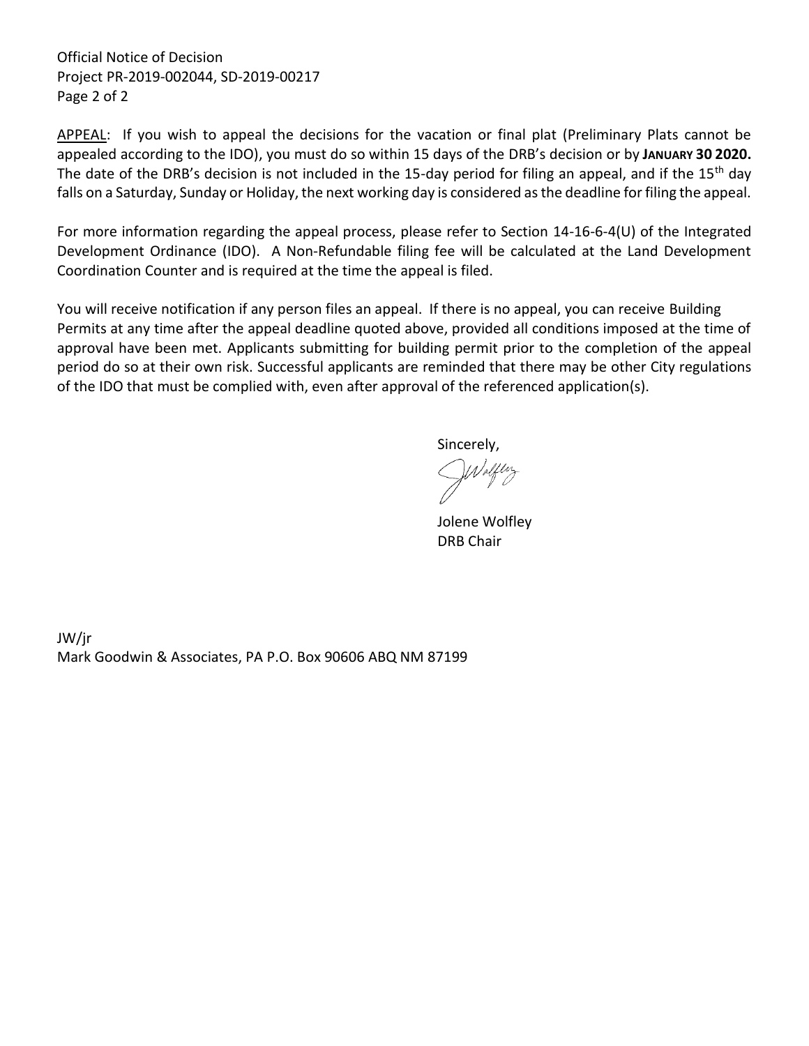APPEAL: If you wish to appeal the decisions for the vacation or final plat (Preliminary Plats cannot be appealed according to the IDO), you must do so within 15 days of the DRB's decision or by **JANUARY 30 2020.** The date of the DRB's decision is not included in the 15-day period for filing an appeal, and if the 15th day falls on a Saturday, Sunday or Holiday, the next working day is considered as the deadline for filing the appeal.

For more information regarding the appeal process, please refer to Section 14-16-6-4(U) of the Integrated Development Ordinance (IDO). A Non-Refundable filing fee will be calculated at the Land Development Coordination Counter and is required at the time the appeal is filed.

You will receive notification if any person files an appeal. If there is no appeal, you can receive Building Permits at any time after the appeal deadline quoted above, provided all conditions imposed at the time of approval have been met. Applicants submitting for building permit prior to the completion of the appeal period do so at their own risk. Successful applicants are reminded that there may be other City regulations of the IDO that must be complied with, even after approval of the referenced application(s).

Sincerely,

Jolene Wolfley
DRB Chair

JW/jr
Mark Goodwin & Associates, PA P.O. Box 90606 ABQ NM 87199